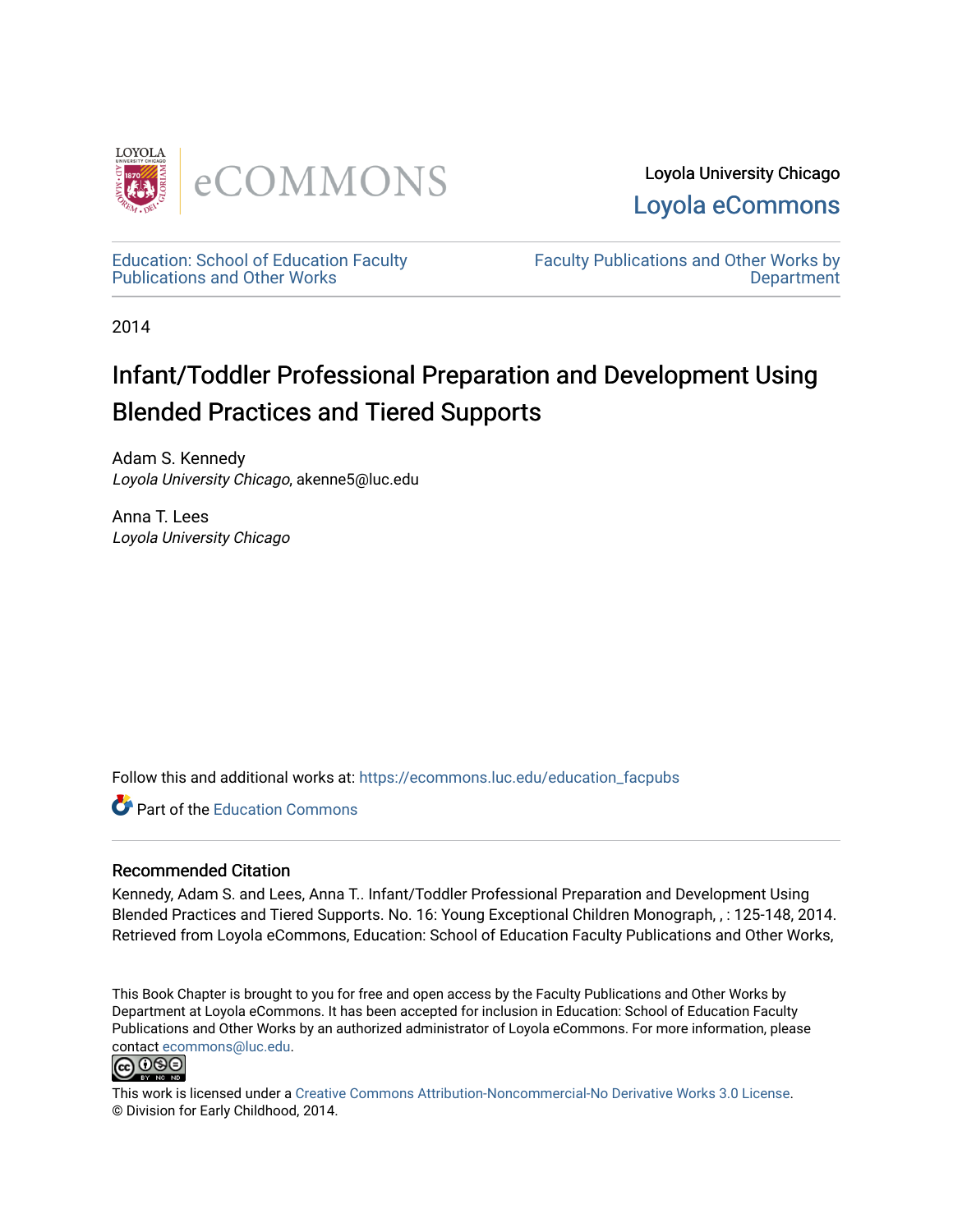Loyola University Chicago

Loyola eCommons

Education: School of Education Faculty Publications and Other Works

Faculty Publications and Other Works by Department

2014

# Infant/Toddler Professional Preparation and Development Using Blended Practices and Tiered Supports

Adam S. Kennedy
*Loyola University Chicago*, akenne5@luc.edu

Anna T. Lees
*Loyola University Chicago*

Follow this and additional works at: https://ecommons.luc.edu/education_facpubs

Part of the Education Commons

## Recommended Citation

Kennedy, Adam S. and Lees, Anna T.. Infant/Toddler Professional Preparation and Development Using Blended Practices and Tiered Supports. No. 16: Young Exceptional Children Monograph, , : 125-148, 2014. Retrieved from Loyola eCommons, Education: School of Education Faculty Publications and Other Works,

This Book Chapter is brought to you for free and open access by the Faculty Publications and Other Works by Department at Loyola eCommons. It has been accepted for inclusion in Education: School of Education Faculty Publications and Other Works by an authorized administrator of Loyola eCommons. For more information, please contact ecommons@luc.edu.

This work is licensed under a Creative Commons Attribution-Noncommercial-No Derivative Works 3.0 License.
© Division for Early Childhood, 2014.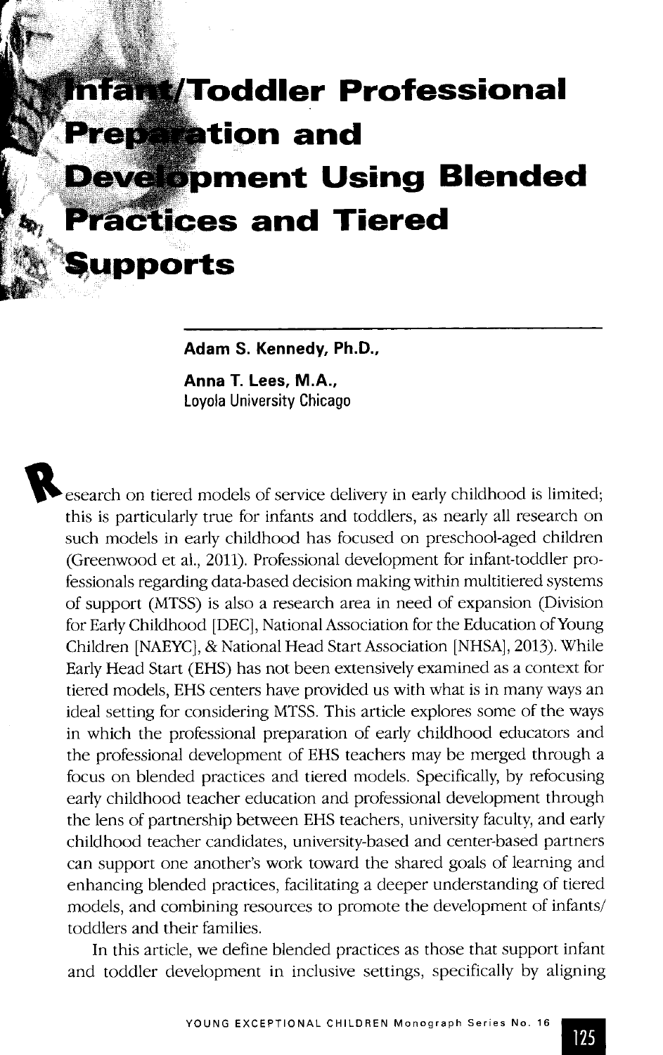# Infant/Toddler Professional Preparation and Development Using Blended Practices and Tiered Supports

**Adam S. Kennedy, Ph.D.,**

**Anna T. Lees, M.A.,**
Loyola University Chicago

Research on tiered models of service delivery in early childhood is limited; this is particularly true for infants and toddlers, as nearly all research on such models in early childhood has focused on preschool-aged children (Greenwood et al., 2011). Professional development for infant-toddler professionals regarding data-based decision making within multitiered systems of support (MTSS) is also a research area in need of expansion (Division for Early Childhood [DEC], National Association for the Education of Young Children [NAEYC], & National Head Start Association [NHSA], 2013). While Early Head Start (EHS) has not been extensively examined as a context for tiered models, EHS centers have provided us with what is in many ways an ideal setting for considering MTSS. This article explores some of the ways in which the professional preparation of early childhood educators and the professional development of EHS teachers may be merged through a focus on blended practices and tiered models. Specifically, by refocusing early childhood teacher education and professional development through the lens of partnership between EHS teachers, university faculty, and early childhood teacher candidates, university-based and center-based partners can support one another's work toward the shared goals of learning and enhancing blended practices, facilitating a deeper understanding of tiered models, and combining resources to promote the development of infants/toddlers and their families.

In this article, we define blended practices as those that support infant and toddler development in inclusive settings, specifically by aligning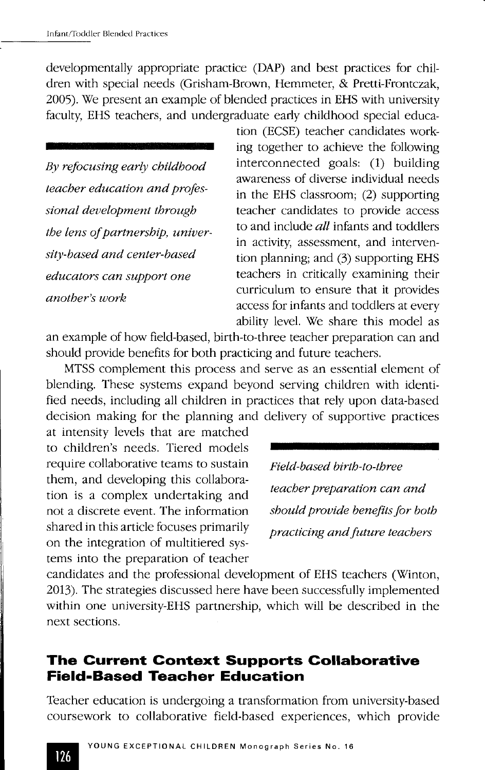developmentally appropriate practice (DAP) and best practices for children with special needs (Grisham-Brown, Hemmeter, & Pretti-Frontczak, 2005). We present an example of blended practices in EHS with university faculty, EHS teachers, and undergraduate early childhood special education (ECSE) teacher candidates working together to achieve the following interconnected goals: (1) building awareness of diverse individual needs in the EHS classroom; (2) supporting teacher candidates to provide access to and include *all* infants and toddlers in activity, assessment, and intervention planning; and (3) supporting EHS teachers in critically examining their curriculum to ensure that it provides access for infants and toddlers at every ability level. We share this model as an example of how field-based, birth-to-three teacher preparation can and should provide benefits for both practicing and future teachers.

*By refocusing early childhood teacher education and professional development through the lens of partnership, university-based and center-based educators can support one another's work*

MTSS complement this process and serve as an essential element of blending. These systems expand beyond serving children with identified needs, including all children in practices that rely upon data-based decision making for the planning and delivery of supportive practices at intensity levels that are matched to children's needs. Tiered models require collaborative teams to sustain them, and developing this collaboration is a complex undertaking and not a discrete event. The information shared in this article focuses primarily on the integration of multitiered systems into the preparation of teacher candidates and the professional development of EHS teachers (Winton, 2013). The strategies discussed here have been successfully implemented within one university-EHS partnership, which will be described in the next sections.

*Field-based birth-to-three teacher preparation can and should provide benefits for both practicing and future teachers*

## The Current Context Supports Collaborative Field-Based Teacher Education

Teacher education is undergoing a transformation from university-based coursework to collaborative field-based experiences, which provide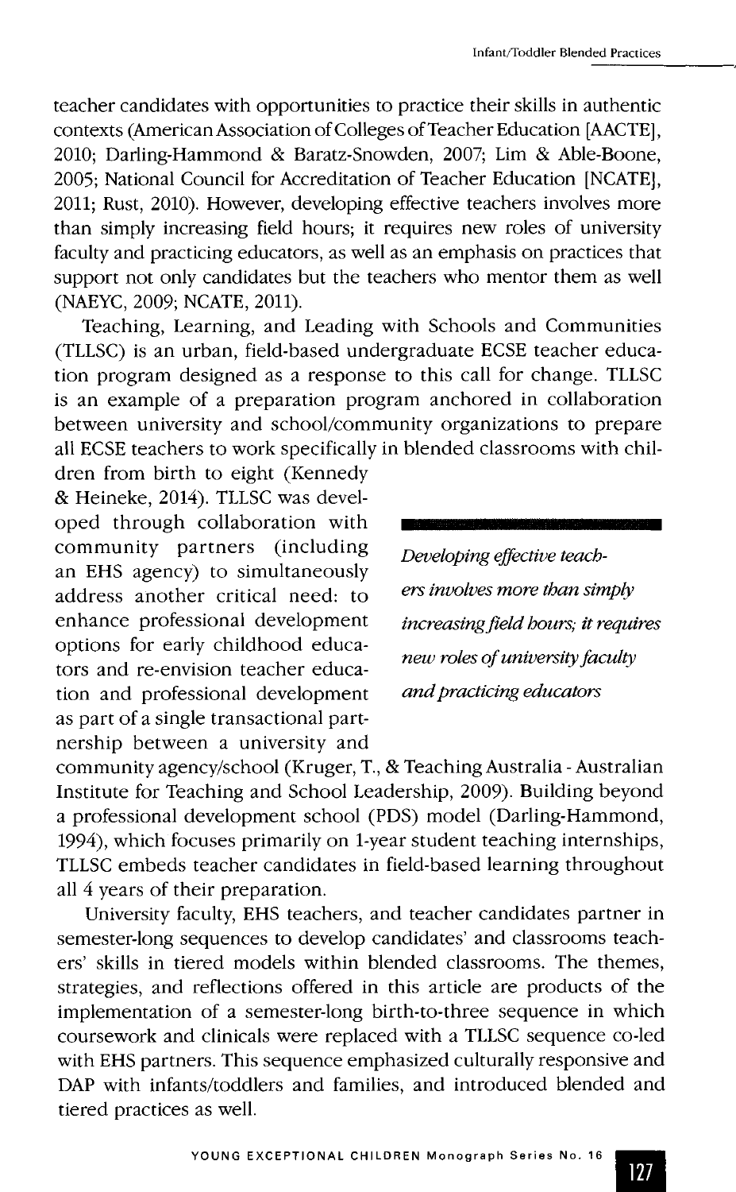teacher candidates with opportunities to practice their skills in authentic contexts (American Association of Colleges of Teacher Education [AACTE], 2010; Darling-Hammond & Baratz-Snowden, 2007; Lim & Able-Boone, 2005; National Council for Accreditation of Teacher Education [NCATE], 2011; Rust, 2010). However, developing effective teachers involves more than simply increasing field hours; it requires new roles of university faculty and practicing educators, as well as an emphasis on practices that support not only candidates but the teachers who mentor them as well (NAEYC, 2009; NCATE, 2011).

Teaching, Learning, and Leading with Schools and Communities (TLLSC) is an urban, field-based undergraduate ECSE teacher education program designed as a response to this call for change. TLLSC is an example of a preparation program anchored in collaboration between university and school/community organizations to prepare all ECSE teachers to work specifically in blended classrooms with children from birth to eight (Kennedy & Heineke, 2014). TLLSC was developed through collaboration with community partners (including an EHS agency) to simultaneously address another critical need: to enhance professional development options for early childhood educators and re-envision teacher education and professional development as part of a single transactional partnership between a university and community agency/school (Kruger, T., & Teaching Australia - Australian Institute for Teaching and School Leadership, 2009). Building beyond a professional development school (PDS) model (Darling-Hammond, 1994), which focuses primarily on 1-year student teaching internships, TLLSC embeds teacher candidates in field-based learning throughout all 4 years of their preparation.

*Developing effective teachers involves more than simply increasing field hours; it requires new roles of university faculty and practicing educators*

University faculty, EHS teachers, and teacher candidates partner in semester-long sequences to develop candidates' and classrooms teachers' skills in tiered models within blended classrooms. The themes, strategies, and reflections offered in this article are products of the implementation of a semester-long birth-to-three sequence in which coursework and clinicals were replaced with a TLLSC sequence co-led with EHS partners. This sequence emphasized culturally responsive and DAP with infants/toddlers and families, and introduced blended and tiered practices as well.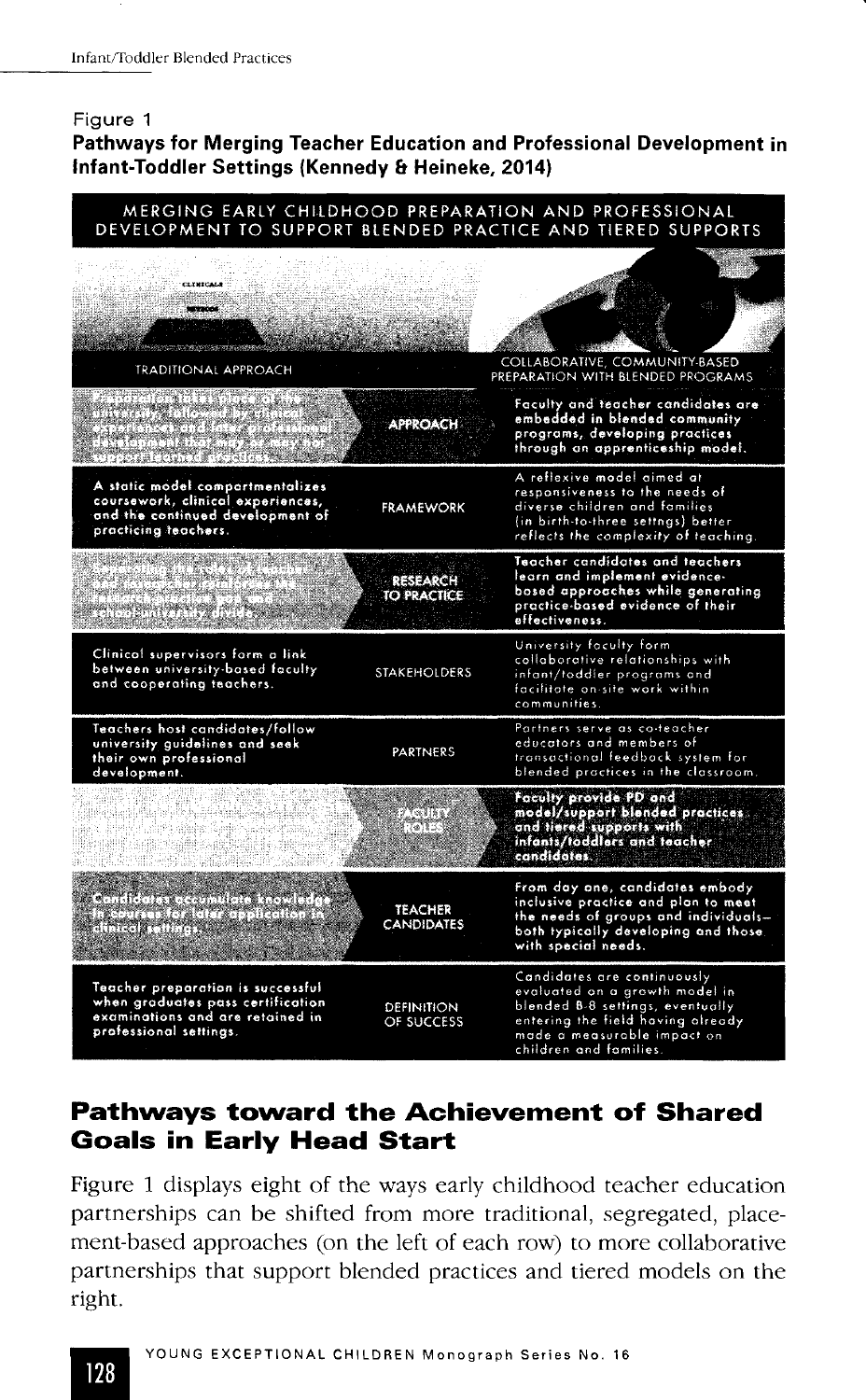Figure 1

**Pathways for Merging Teacher Education and Professional Development in Infant-Toddler Settings (Kennedy & Heineke, 2014)**

MERGING EARLY CHILDHOOD PREPARATION AND PROFESSIONAL DEVELOPMENT TO SUPPORT BLENDED PRACTICE AND TIERED SUPPORTS

| TRADITIONAL APPROACH | | COLLABORATIVE, COMMUNITY-BASED PREPARATION WITH BLENDED PROGRAMS |
|---|---|---|
| Preparation takes place at the university, followed by clinical experiences and later professional development that may or may not support blended practices. | APPROACH | Faculty and teacher candidates are embedded in blended community programs, developing practices through an apprenticeship model. |
| A static model compartmentalizes coursework, clinical experiences, and the continued development of practicing teachers. | FRAMEWORK | A reflexive model aimed at responsiveness to the needs of diverse children and families (in birth-to-three settngs) better reflects the complexity of teaching. |
| Separating the roles of teacher and researcher reinforces the research-practice gap and school-university divide. | RESEARCH TO PRACTICE | Teacher candidates and teachers learn and implement evidence-based approaches while generating practice-based evidence of their effectiveness. |
| Clinical supervisors form a link between university-based faculty and cooperating teachers. | STAKEHOLDERS | University faculty form collaborative relationships with infant/toddler programs and facilitate on-site work within communities. |
| Teachers host candidates/follow university guidelines and seek their own professional development. | PARTNERS | Partners serve as co-teacher educators and members of transactional feedback system for blended practices in the classroom. |
| | FACULTY ROLES | Faculty provide PD and model/support blended practices and tiered supports with infants/toddlers and teacher candidates. |
| Candidates accumulate knowledge in courses for later application in clinical settings. | TEACHER CANDIDATES | From day one, candidates embody inclusive practice and plan to meet the needs of groups and individuals—both typically developing and those with special needs. |
| Teacher preparation is successful when graduates pass certification examinations and are retained in professional settings. | DEFINITION OF SUCCESS | Candidates are continuously evaluated on a growth model in blended B-8 settings, eventually entering the field having already made a measurable impact on children and families. |

## Pathways toward the Achievement of Shared Goals in Early Head Start

Figure 1 displays eight of the ways early childhood teacher education partnerships can be shifted from more traditional, segregated, placement-based approaches (on the left of each row) to more collaborative partnerships that support blended practices and tiered models on the right.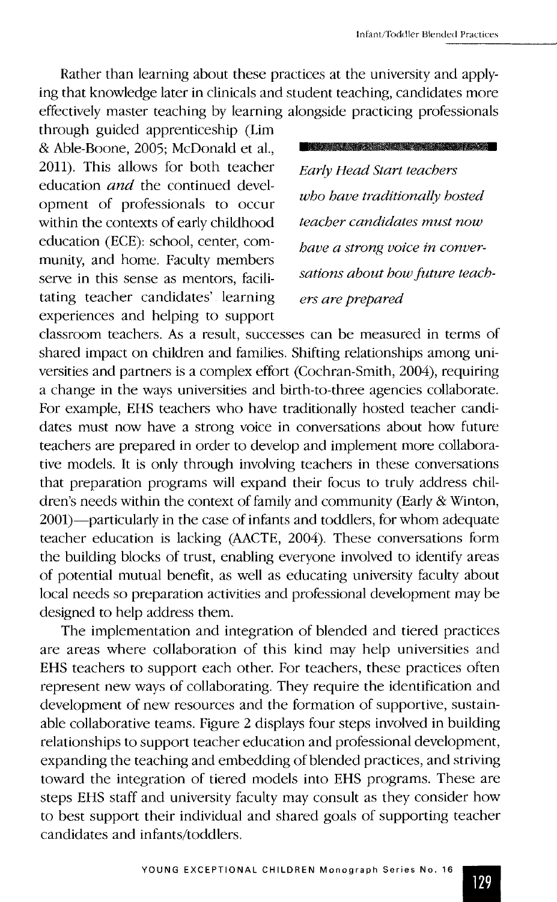Rather than learning about these practices at the university and applying that knowledge later in clinicals and student teaching, candidates more effectively master teaching by learning alongside practicing professionals through guided apprenticeship (Lim & Able-Boone, 2005; McDonald et al., 2011). This allows for both teacher education *and* the continued development of professionals to occur within the contexts of early childhood education (ECE): school, center, community, and home. Faculty members serve in this sense as mentors, facilitating teacher candidates' learning experiences and helping to support classroom teachers. As a result, successes can be measured in terms of shared impact on children and families. Shifting relationships among universities and partners is a complex effort (Cochran-Smith, 2004), requiring a change in the ways universities and birth-to-three agencies collaborate. For example, EHS teachers who have traditionally hosted teacher candidates must now have a strong voice in conversations about how future teachers are prepared in order to develop and implement more collaborative models. It is only through involving teachers in these conversations that preparation programs will expand their focus to truly address children's needs within the context of family and community (Early & Winton, 2001)—particularly in the case of infants and toddlers, for whom adequate teacher education is lacking (AACTE, 2004). These conversations form the building blocks of trust, enabling everyone involved to identify areas of potential mutual benefit, as well as educating university faculty about local needs so preparation activities and professional development may be designed to help address them.

> *Early Head Start teachers who have traditionally hosted teacher candidates must now have a strong voice in conversations about how future teachers are prepared*

The implementation and integration of blended and tiered practices are areas where collaboration of this kind may help universities and EHS teachers to support each other. For teachers, these practices often represent new ways of collaborating. They require the identification and development of new resources and the formation of supportive, sustainable collaborative teams. Figure 2 displays four steps involved in building relationships to support teacher education and professional development, expanding the teaching and embedding of blended practices, and striving toward the integration of tiered models into EHS programs. These are steps EHS staff and university faculty may consult as they consider how to best support their individual and shared goals of supporting teacher candidates and infants/toddlers.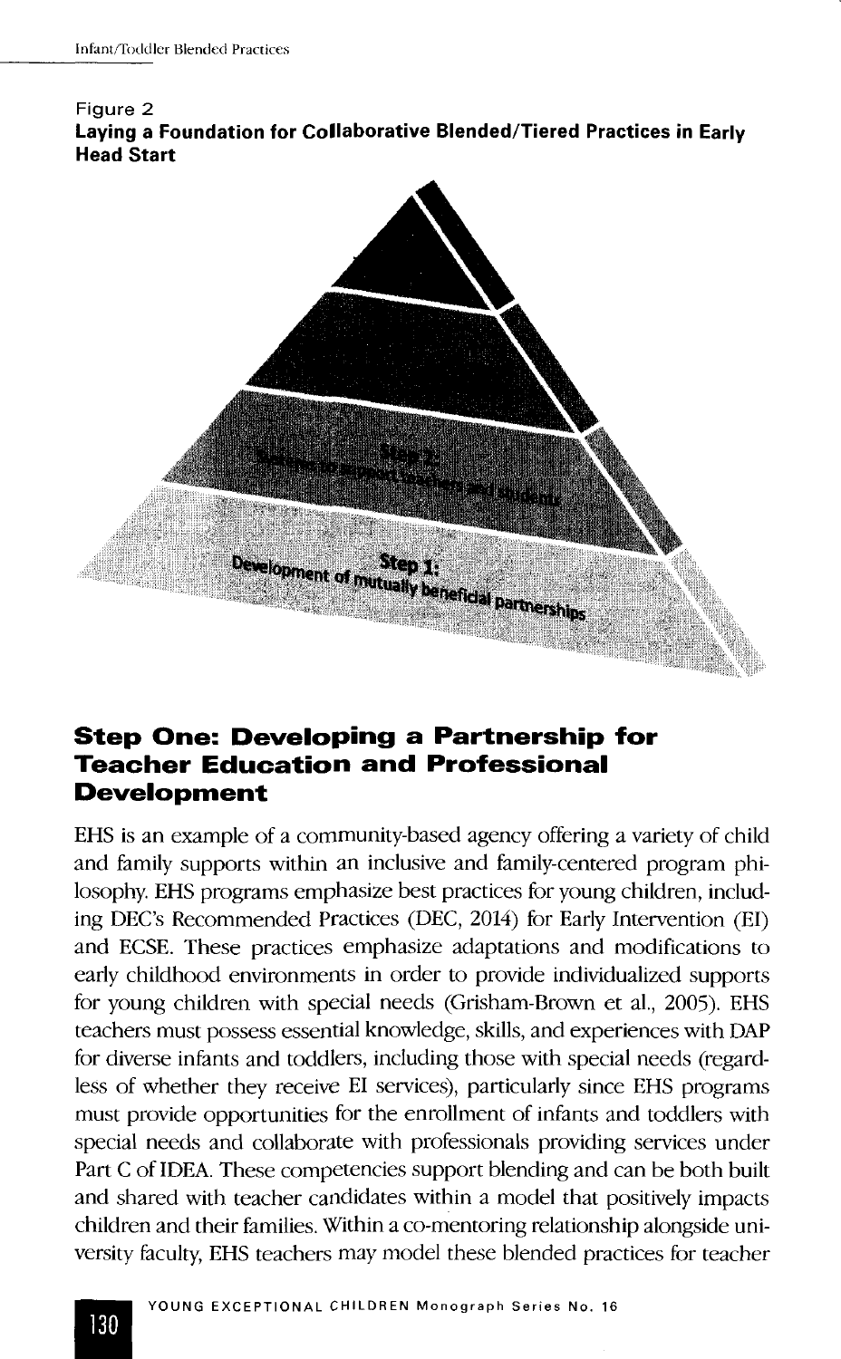Figure 2

**Laying a Foundation for Collaborative Blended/Tiered Practices in Early Head Start**

Step 2:
Systems to support teachers and students

Step 1:
Development of mutually beneficial partnerships

## Step One: Developing a Partnership for Teacher Education and Professional Development

EHS is an example of a community-based agency offering a variety of child and family supports within an inclusive and family-centered program philosophy. EHS programs emphasize best practices for young children, including DEC's Recommended Practices (DEC, 2014) for Early Intervention (EI) and ECSE. These practices emphasize adaptations and modifications to early childhood environments in order to provide individualized supports for young children with special needs (Grisham-Brown et al., 2005). EHS teachers must possess essential knowledge, skills, and experiences with DAP for diverse infants and toddlers, including those with special needs (regardless of whether they receive EI services), particularly since EHS programs must provide opportunities for the enrollment of infants and toddlers with special needs and collaborate with professionals providing services under Part C of IDEA. These competencies support blending and can be both built and shared with teacher candidates within a model that positively impacts children and their families. Within a co-mentoring relationship alongside university faculty, EHS teachers may model these blended practices for teacher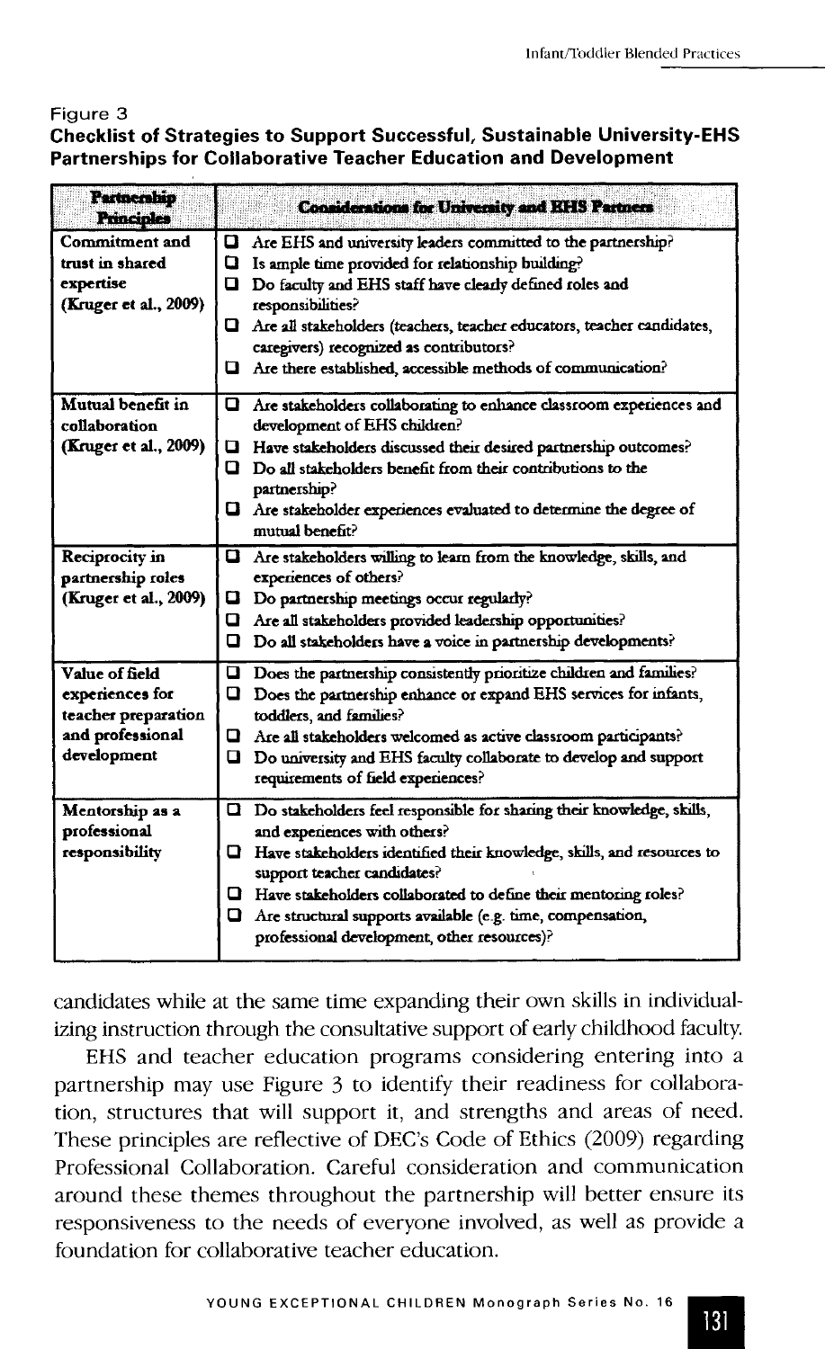Figure 3
**Checklist of Strategies to Support Successful, Sustainable University-EHS Partnerships for Collaborative Teacher Education and Development**

| Partnership Principles | Considerations for University and EHS Partners |
|---|---|
| Commitment and trust in shared expertise (Kruger et al., 2009) | ❑ Are EHS and university leaders committed to the partnership?<br>❑ Is ample time provided for relationship building?<br>❑ Do faculty and EHS staff have clearly defined roles and responsibilities?<br>❑ Are all stakeholders (teachers, teacher educators, teacher candidates, caregivers) recognized as contributors?<br>❑ Are there established, accessible methods of communication? |
| Mutual benefit in collaboration (Kruger et al., 2009) | ❑ Are stakeholders collaborating to enhance classroom experiences and development of EHS children?<br>❑ Have stakeholders discussed their desired partnership outcomes?<br>❑ Do all stakeholders benefit from their contributions to the partnership?<br>❑ Are stakeholder experiences evaluated to determine the degree of mutual benefit? |
| Reciprocity in partnership roles (Kruger et al., 2009) | ❑ Are stakeholders willing to learn from the knowledge, skills, and experiences of others?<br>❑ Do partnership meetings occur regularly?<br>❑ Are all stakeholders provided leadership opportunities?<br>❑ Do all stakeholders have a voice in partnership developments? |
| Value of field experiences for teacher preparation and professional development | ❑ Does the partnership consistently prioritize children and families?<br>❑ Does the partnership enhance or expand EHS services for infants, toddlers, and families?<br>❑ Are all stakeholders welcomed as active classroom participants?<br>❑ Do university and EHS faculty collaborate to develop and support requirements of field experiences? |
| Mentorship as a professional responsibility | ❑ Do stakeholders feel responsible for sharing their knowledge, skills, and experiences with others?<br>❑ Have stakeholders identified their knowledge, skills, and resources to support teacher candidates?<br>❑ Have stakeholders collaborated to define their mentoring roles?<br>❑ Are structural supports available (e.g. time, compensation, professional development, other resources)? |

candidates while at the same time expanding their own skills in individualizing instruction through the consultative support of early childhood faculty.

EHS and teacher education programs considering entering into a partnership may use Figure 3 to identify their readiness for collaboration, structures that will support it, and strengths and areas of need. These principles are reflective of DEC's Code of Ethics (2009) regarding Professional Collaboration. Careful consideration and communication around these themes throughout the partnership will better ensure its responsiveness to the needs of everyone involved, as well as provide a foundation for collaborative teacher education.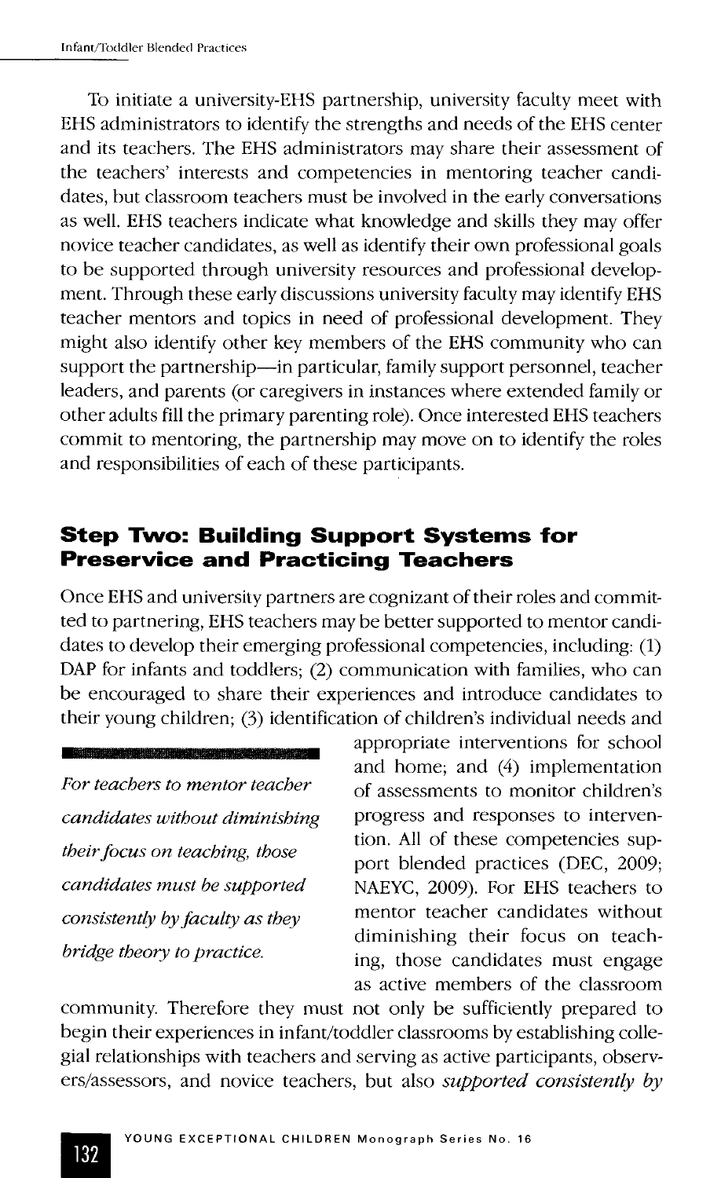To initiate a university-EHS partnership, university faculty meet with EHS administrators to identify the strengths and needs of the EHS center and its teachers. The EHS administrators may share their assessment of the teachers' interests and competencies in mentoring teacher candidates, but classroom teachers must be involved in the early conversations as well. EHS teachers indicate what knowledge and skills they may offer novice teacher candidates, as well as identify their own professional goals to be supported through university resources and professional development. Through these early discussions university faculty may identify EHS teacher mentors and topics in need of professional development. They might also identify other key members of the EHS community who can support the partnership—in particular, family support personnel, teacher leaders, and parents (or caregivers in instances where extended family or other adults fill the primary parenting role). Once interested EHS teachers commit to mentoring, the partnership may move on to identify the roles and responsibilities of each of these participants.

## Step Two: Building Support Systems for Preservice and Practicing Teachers

Once EHS and university partners are cognizant of their roles and committed to partnering, EHS teachers may be better supported to mentor candidates to develop their emerging professional competencies, including: (1) DAP for infants and toddlers; (2) communication with families, who can be encouraged to share their experiences and introduce candidates to their young children; (3) identification of children's individual needs and appropriate interventions for school and home; and (4) implementation of assessments to monitor children's progress and responses to intervention. All of these competencies support blended practices (DEC, 2009; NAEYC, 2009). For EHS teachers to mentor teacher candidates without diminishing their focus on teaching, those candidates must engage as active members of the classroom community. Therefore they must not only be sufficiently prepared to begin their experiences in infant/toddler classrooms by establishing collegial relationships with teachers and serving as active participants, observers/assessors, and novice teachers, but also *supported consistently by*

> *For teachers to mentor teacher candidates without diminishing their focus on teaching, those candidates must be supported consistently by faculty as they bridge theory to practice.*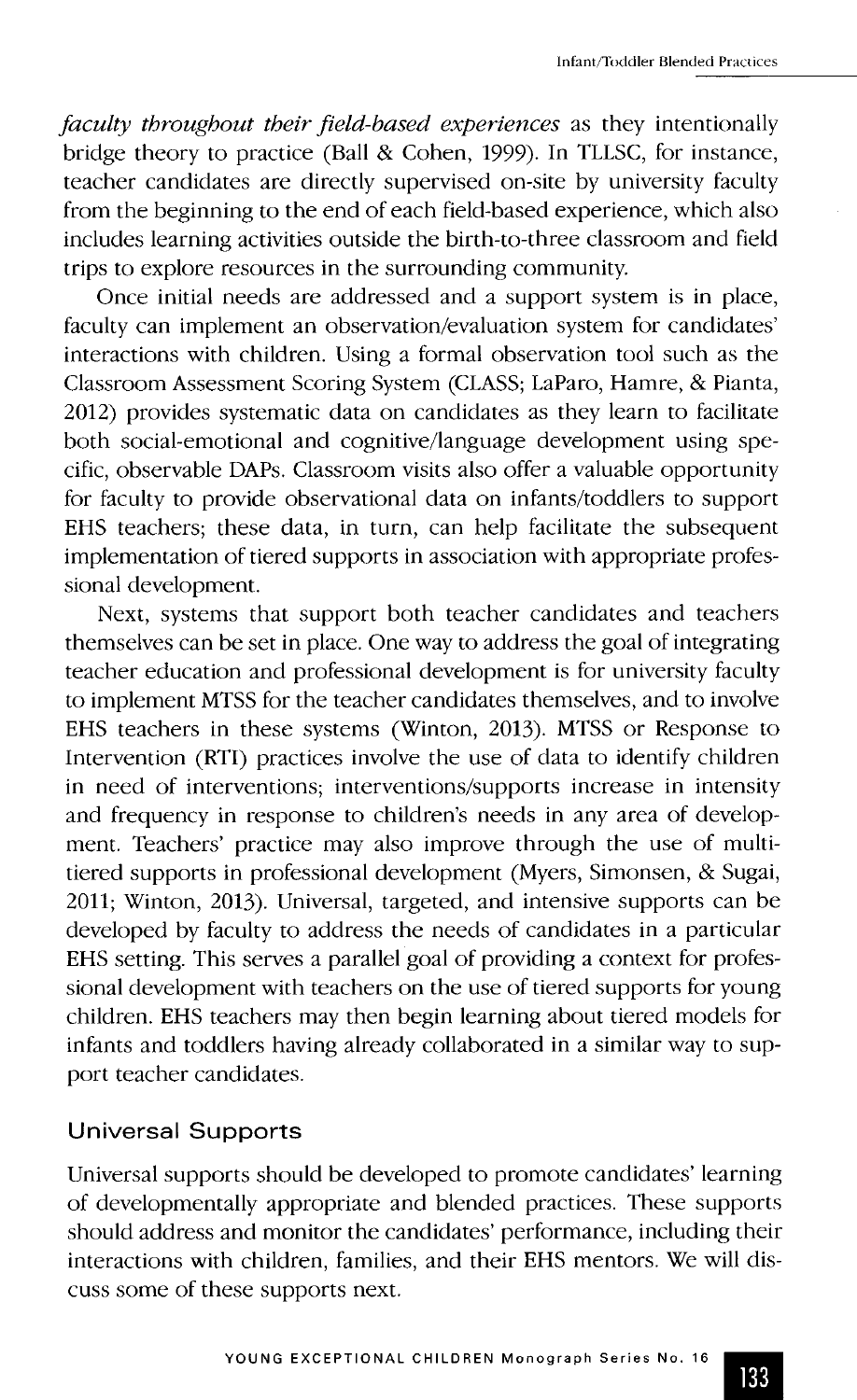*faculty throughout their field-based experiences* as they intentionally bridge theory to practice (Ball & Cohen, 1999). In TLLSC, for instance, teacher candidates are directly supervised on-site by university faculty from the beginning to the end of each field-based experience, which also includes learning activities outside the birth-to-three classroom and field trips to explore resources in the surrounding community.

Once initial needs are addressed and a support system is in place, faculty can implement an observation/evaluation system for candidates' interactions with children. Using a formal observation tool such as the Classroom Assessment Scoring System (CLASS; LaParo, Hamre, & Pianta, 2012) provides systematic data on candidates as they learn to facilitate both social-emotional and cognitive/language development using specific, observable DAPs. Classroom visits also offer a valuable opportunity for faculty to provide observational data on infants/toddlers to support EHS teachers; these data, in turn, can help facilitate the subsequent implementation of tiered supports in association with appropriate professional development.

Next, systems that support both teacher candidates and teachers themselves can be set in place. One way to address the goal of integrating teacher education and professional development is for university faculty to implement MTSS for the teacher candidates themselves, and to involve EHS teachers in these systems (Winton, 2013). MTSS or Response to Intervention (RTI) practices involve the use of data to identify children in need of interventions; interventions/supports increase in intensity and frequency in response to children's needs in any area of development. Teachers' practice may also improve through the use of multi-tiered supports in professional development (Myers, Simonsen, & Sugai, 2011; Winton, 2013). Universal, targeted, and intensive supports can be developed by faculty to address the needs of candidates in a particular EHS setting. This serves a parallel goal of providing a context for professional development with teachers on the use of tiered supports for young children. EHS teachers may then begin learning about tiered models for infants and toddlers having already collaborated in a similar way to support teacher candidates.

## Universal Supports

Universal supports should be developed to promote candidates' learning of developmentally appropriate and blended practices. These supports should address and monitor the candidates' performance, including their interactions with children, families, and their EHS mentors. We will discuss some of these supports next.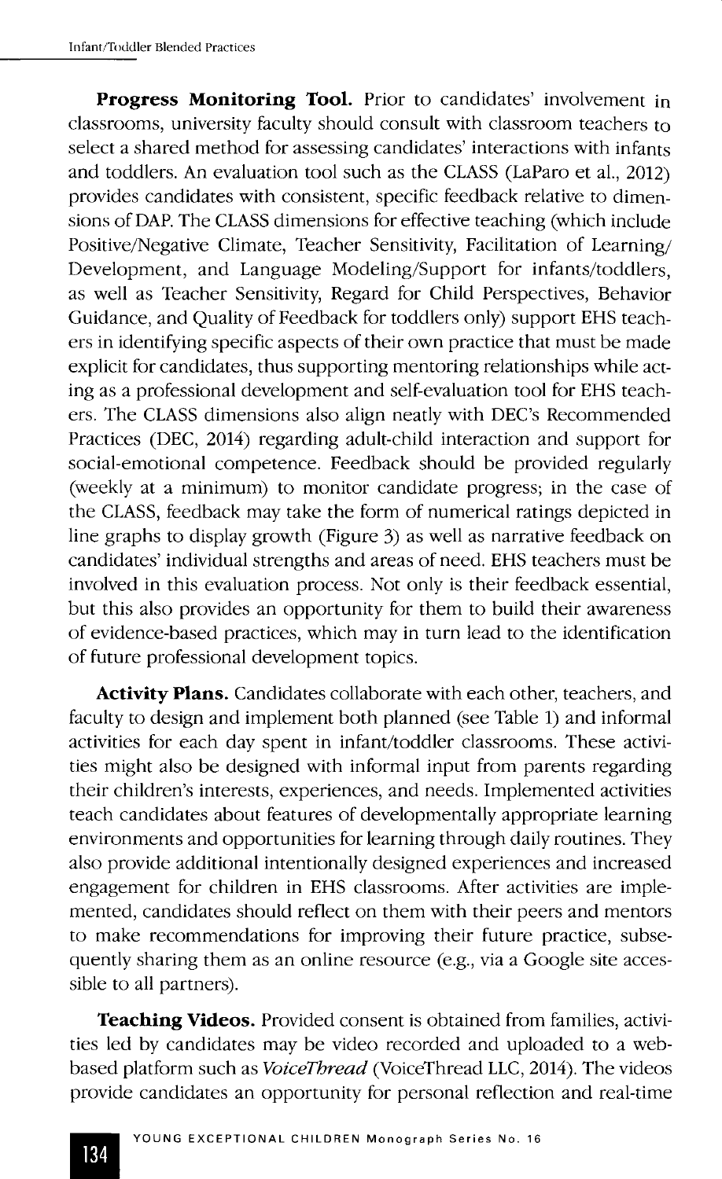**Progress Monitoring Tool.** Prior to candidates' involvement in classrooms, university faculty should consult with classroom teachers to select a shared method for assessing candidates' interactions with infants and toddlers. An evaluation tool such as the CLASS (LaParo et al., 2012) provides candidates with consistent, specific feedback relative to dimensions of DAP. The CLASS dimensions for effective teaching (which include Positive/Negative Climate, Teacher Sensitivity, Facilitation of Learning/ Development, and Language Modeling/Support for infants/toddlers, as well as Teacher Sensitivity, Regard for Child Perspectives, Behavior Guidance, and Quality of Feedback for toddlers only) support EHS teachers in identifying specific aspects of their own practice that must be made explicit for candidates, thus supporting mentoring relationships while acting as a professional development and self-evaluation tool for EHS teachers. The CLASS dimensions also align neatly with DEC's Recommended Practices (DEC, 2014) regarding adult-child interaction and support for social-emotional competence. Feedback should be provided regularly (weekly at a minimum) to monitor candidate progress; in the case of the CLASS, feedback may take the form of numerical ratings depicted in line graphs to display growth (Figure 3) as well as narrative feedback on candidates' individual strengths and areas of need. EHS teachers must be involved in this evaluation process. Not only is their feedback essential, but this also provides an opportunity for them to build their awareness of evidence-based practices, which may in turn lead to the identification of future professional development topics.

**Activity Plans.** Candidates collaborate with each other, teachers, and faculty to design and implement both planned (see Table 1) and informal activities for each day spent in infant/toddler classrooms. These activities might also be designed with informal input from parents regarding their children's interests, experiences, and needs. Implemented activities teach candidates about features of developmentally appropriate learning environments and opportunities for learning through daily routines. They also provide additional intentionally designed experiences and increased engagement for children in EHS classrooms. After activities are implemented, candidates should reflect on them with their peers and mentors to make recommendations for improving their future practice, subsequently sharing them as an online resource (e.g., via a Google site accessible to all partners).

**Teaching Videos.** Provided consent is obtained from families, activities led by candidates may be video recorded and uploaded to a web-based platform such as *VoiceThread* (VoiceThread LLC, 2014). The videos provide candidates an opportunity for personal reflection and real-time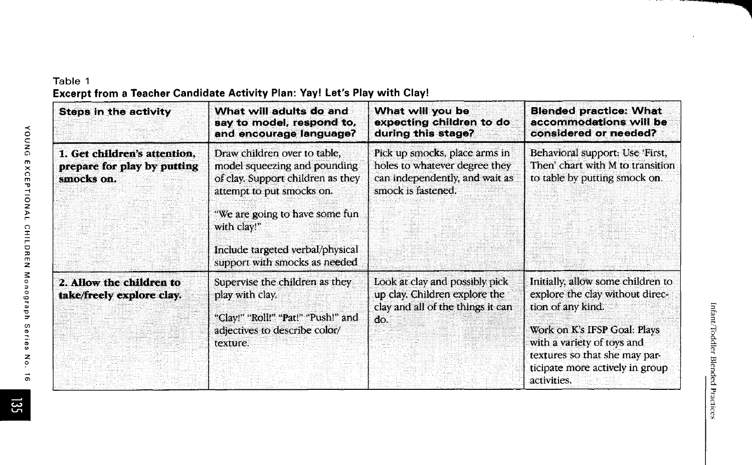Table 1
**Excerpt from a Teacher Candidate Activity Plan: Yay! Let's Play with Clay!**

| Steps in the activity | What will adults do and say to model, respond to, and encourage language? | What will you be expecting children to do during this stage? | Blended practice: What accommodations will be considered or needed? |
|---|---|---|---|
| **1. Get children's attention, prepare for play by putting smocks on.** | Draw children over to table, model squeezing and pounding of clay. Support children as they attempt to put smocks on.<br><br>"We are going to have some fun with clay!"<br><br>Include targeted verbal/physical support with smocks as needed | Pick up smocks, place arms in holes to whatever degree they can independently, and wait as smock is fastened. | Behavioral support: Use 'First, Then' chart with M to transition to table by putting smock on. |
| **2. Allow the children to take/freely explore clay.** | Supervise the children as they play with clay.<br><br>"Clay!" "Roll!" "Pat!" "Push!" and adjectives to describe color/texture. | Look at clay and possibly pick up clay. Children explore the clay and all of the things it can do. | Initially, allow some children to explore the clay without direction of any kind.<br><br>Work on K's IFSP Goal: Plays with a variety of toys and textures so that she may participate more actively in group activities. |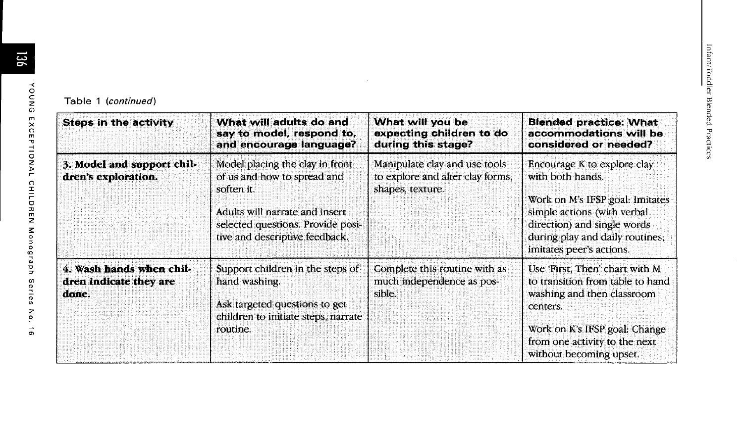Table 1 (*continued*)

| **Steps in the activity** | **What will adults do and say to model, respond to, and encourage language?** | **What will you be expecting children to do during this stage?** | **Blended practice: What accommodations will be considered or needed?** |
|---|---|---|---|
| **3. Model and support children's exploration.** | Model placing the clay in front of us and how to spread and soften it.<br><br>Adults will narrate and insert selected questions. Provide positive and descriptive feedback. | Manipulate clay and use tools to explore and alter clay forms, shapes, texture. | Encourage K to explore clay with both hands.<br><br>Work on M's IFSP goal: Imitates simple actions (with verbal direction) and single words during play and daily routines; imitates peer's actions. |
| **4. Wash hands when children indicate they are done.** | Support children in the steps of hand washing.<br><br>Ask targeted questions to get children to initiate steps, narrate routine. | Complete this routine with as much independence as possible. | Use 'First, Then' chart with M to transition from table to hand washing and then classroom centers.<br><br>Work on K's IFSP goal: Change from one activity to the next without becoming upset. |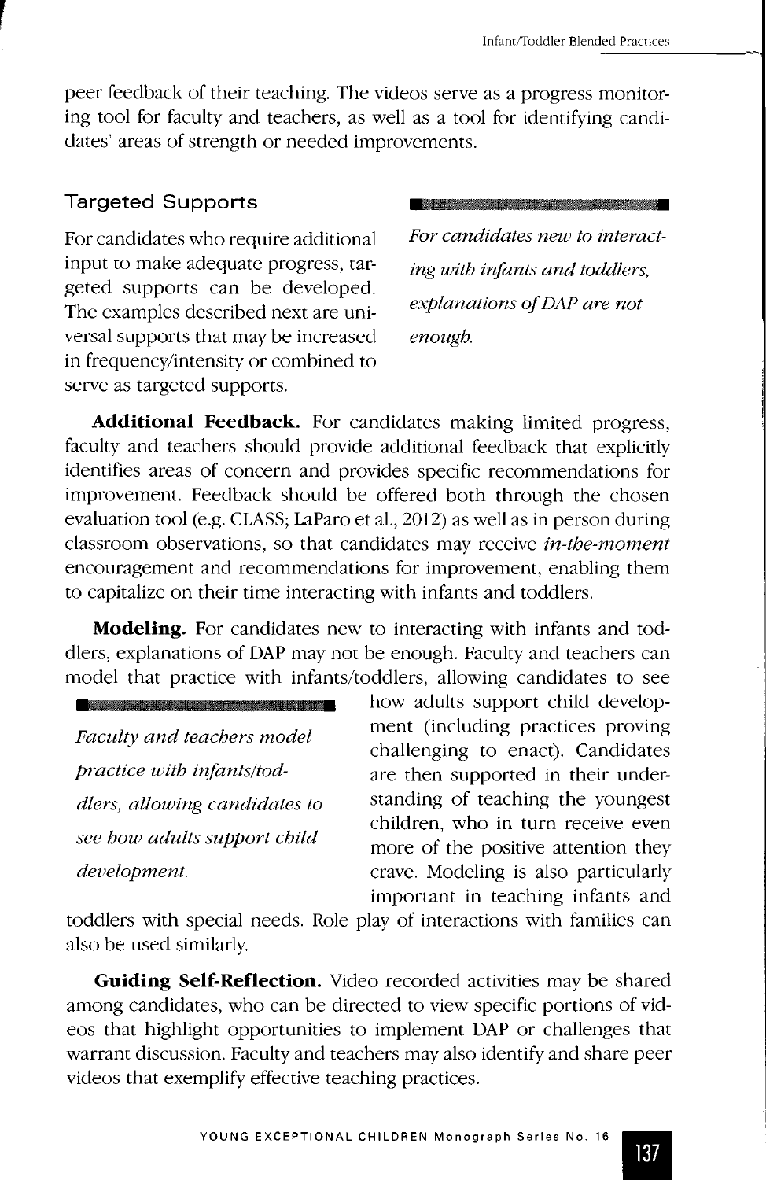peer feedback of their teaching. The videos serve as a progress monitoring tool for faculty and teachers, as well as a tool for identifying candidates' areas of strength or needed improvements.

### Targeted Supports

For candidates who require additional input to make adequate progress, targeted supports can be developed. The examples described next are universal supports that may be increased in frequency/intensity or combined to serve as targeted supports.

*For candidates new to interacting with infants and toddlers, explanations of DAP are not enough.*

**Additional Feedback.** For candidates making limited progress, faculty and teachers should provide additional feedback that explicitly identifies areas of concern and provides specific recommendations for improvement. Feedback should be offered both through the chosen evaluation tool (e.g. CLASS; LaParo et al., 2012) as well as in person during classroom observations, so that candidates may receive *in-the-moment* encouragement and recommendations for improvement, enabling them to capitalize on their time interacting with infants and toddlers.

**Modeling.** For candidates new to interacting with infants and toddlers, explanations of DAP may not be enough. Faculty and teachers can model that practice with infants/toddlers, allowing candidates to see how adults support child development (including practices proving challenging to enact). Candidates are then supported in their understanding of teaching the youngest children, who in turn receive even more of the positive attention they crave. Modeling is also particularly important in teaching infants and toddlers with special needs. Role play of interactions with families can also be used similarly.

*Faculty and teachers model practice with infants/toddlers, allowing candidates to see how adults support child development.*

**Guiding Self-Reflection.** Video recorded activities may be shared among candidates, who can be directed to view specific portions of videos that highlight opportunities to implement DAP or challenges that warrant discussion. Faculty and teachers may also identify and share peer videos that exemplify effective teaching practices.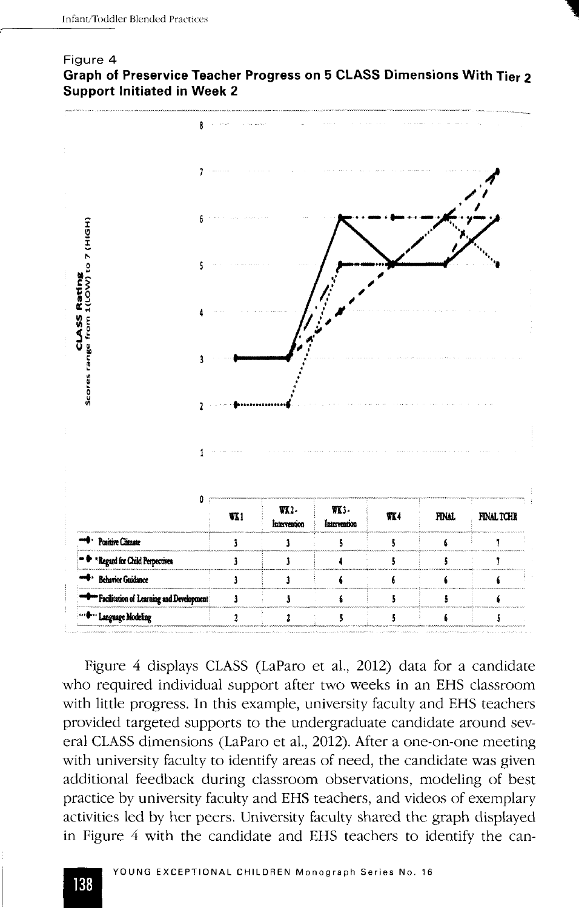Figure 4

**Graph of Preservice Teacher Progress on 5 CLASS Dimensions With Tier 2 Support Initiated in Week 2**

| | WK1 | WK2-Intervention | WK3-Intervention | WK4 | FINAL | FINAL TCHR |
|---|---|---|---|---|---|---|
| Positive Climate | 3 | 3 | 5 | 5 | 6 | 7 |
| Regard for Child Perspectives | 3 | 3 | 4 | 5 | 5 | 7 |
| Behavior Guidance | 3 | 3 | 6 | 6 | 6 | 6 |
| Facilitation of Learning and Development | 3 | 3 | 6 | 5 | 5 | 6 |
| Language Modeling | 2 | 2 | 5 | 5 | 6 | 5 |

CLASS Rating — Scores range from 1(LOW) to 7 (HIGH)

Figure 4 displays CLASS (LaParo et al., 2012) data for a candidate who required individual support after two weeks in an EHS classroom with little progress. In this example, university faculty and EHS teachers provided targeted supports to the undergraduate candidate around several CLASS dimensions (LaParo et al., 2012). After a one-on-one meeting with university faculty to identify areas of need, the candidate was given additional feedback during classroom observations, modeling of best practice by university faculty and EHS teachers, and videos of exemplary activities led by her peers. University faculty shared the graph displayed in Figure 4 with the candidate and EHS teachers to identify the can-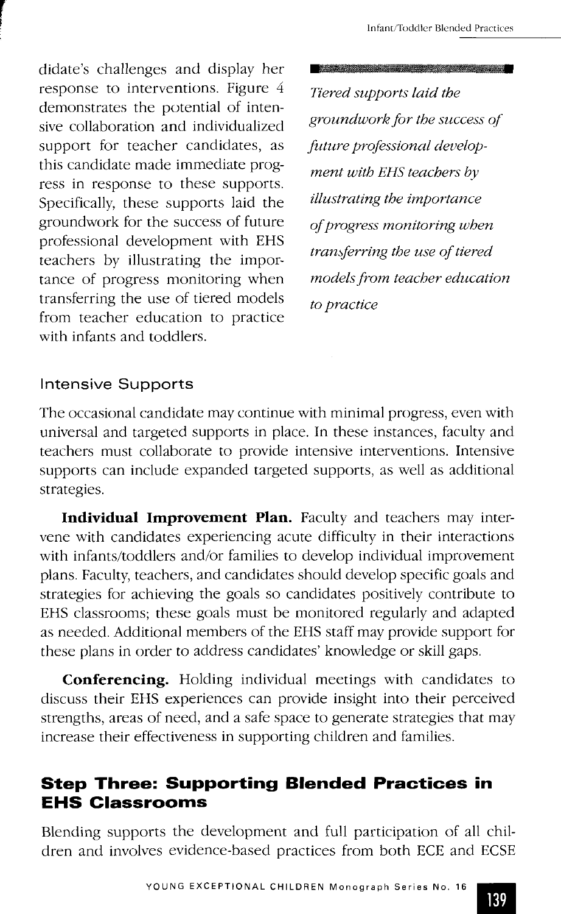didate's challenges and display her response to interventions. Figure 4 demonstrates the potential of intensive collaboration and individualized support for teacher candidates, as this candidate made immediate progress in response to these supports. Specifically, these supports laid the groundwork for the success of future professional development with EHS teachers by illustrating the importance of progress monitoring when transferring the use of tiered models from teacher education to practice with infants and toddlers.

*Tiered supports laid the groundwork for the success of future professional development with EHS teachers by illustrating the importance of progress monitoring when transferring the use of tiered models from teacher education to practice*

### Intensive Supports

The occasional candidate may continue with minimal progress, even with universal and targeted supports in place. In these instances, faculty and teachers must collaborate to provide intensive interventions. Intensive supports can include expanded targeted supports, as well as additional strategies.

**Individual Improvement Plan.** Faculty and teachers may intervene with candidates experiencing acute difficulty in their interactions with infants/toddlers and/or families to develop individual improvement plans. Faculty, teachers, and candidates should develop specific goals and strategies for achieving the goals so candidates positively contribute to EHS classrooms; these goals must be monitored regularly and adapted as needed. Additional members of the EHS staff may provide support for these plans in order to address candidates' knowledge or skill gaps.

**Conferencing.** Holding individual meetings with candidates to discuss their EHS experiences can provide insight into their perceived strengths, areas of need, and a safe space to generate strategies that may increase their effectiveness in supporting children and families.

## Step Three: Supporting Blended Practices in EHS Classrooms

Blending supports the development and full participation of all children and involves evidence-based practices from both ECE and ECSE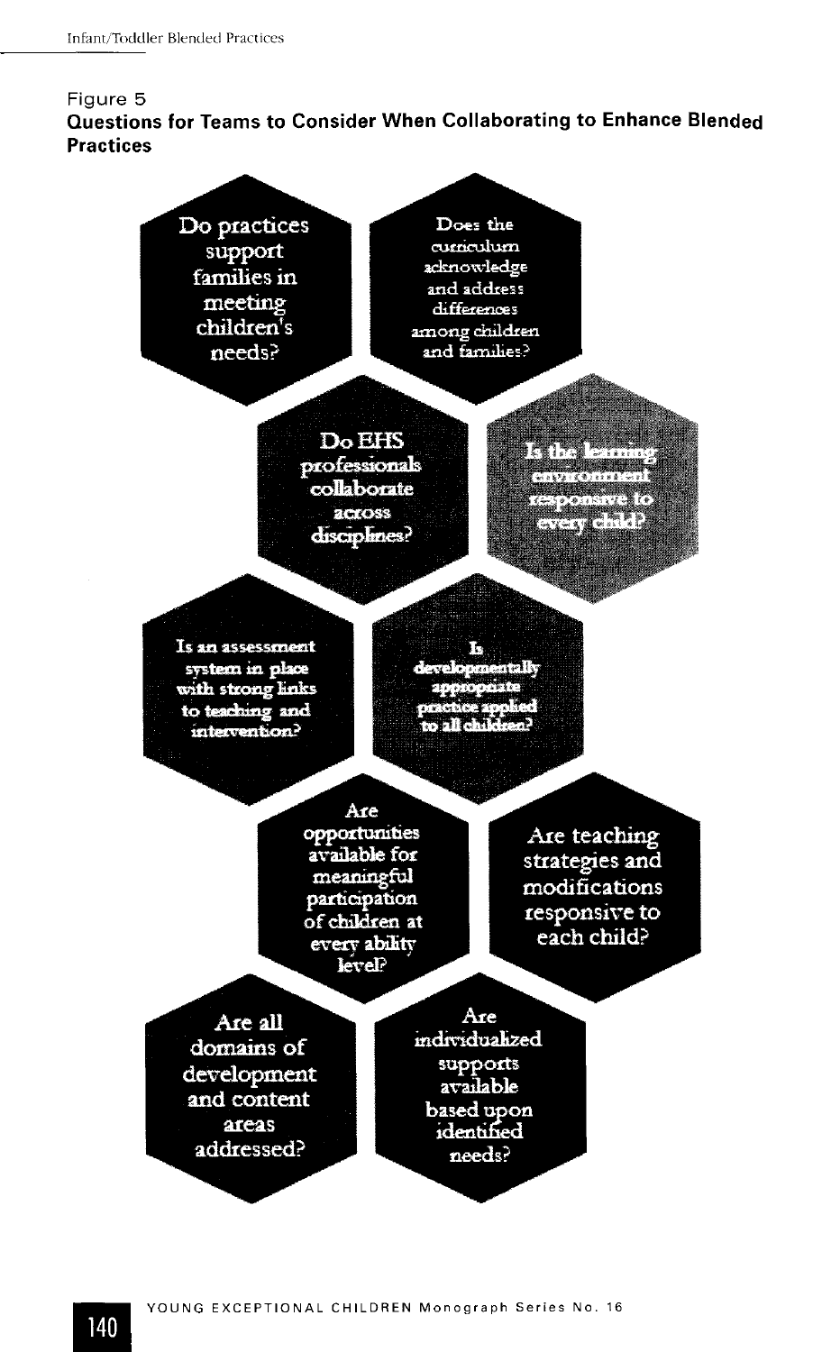Figure 5

**Questions for Teams to Consider When Collaborating to Enhance Blended Practices**

- Do practices support families in meeting children's needs?
- Does the curriculum acknowledge and address differences among children and families?
- Do EHS professionals collaborate across disciplines?
- Is the learning environment responsive to every child?
- Is an assessment system in place with strong links to teaching and intervention?
- Is developmentally appropriate practice applied to all children?
- Are opportunities available for meaningful participation of children at every ability level?
- Are teaching strategies and modifications responsive to each child?
- Are all domains of development and content areas addressed?
- Are individualized supports available based upon identified needs?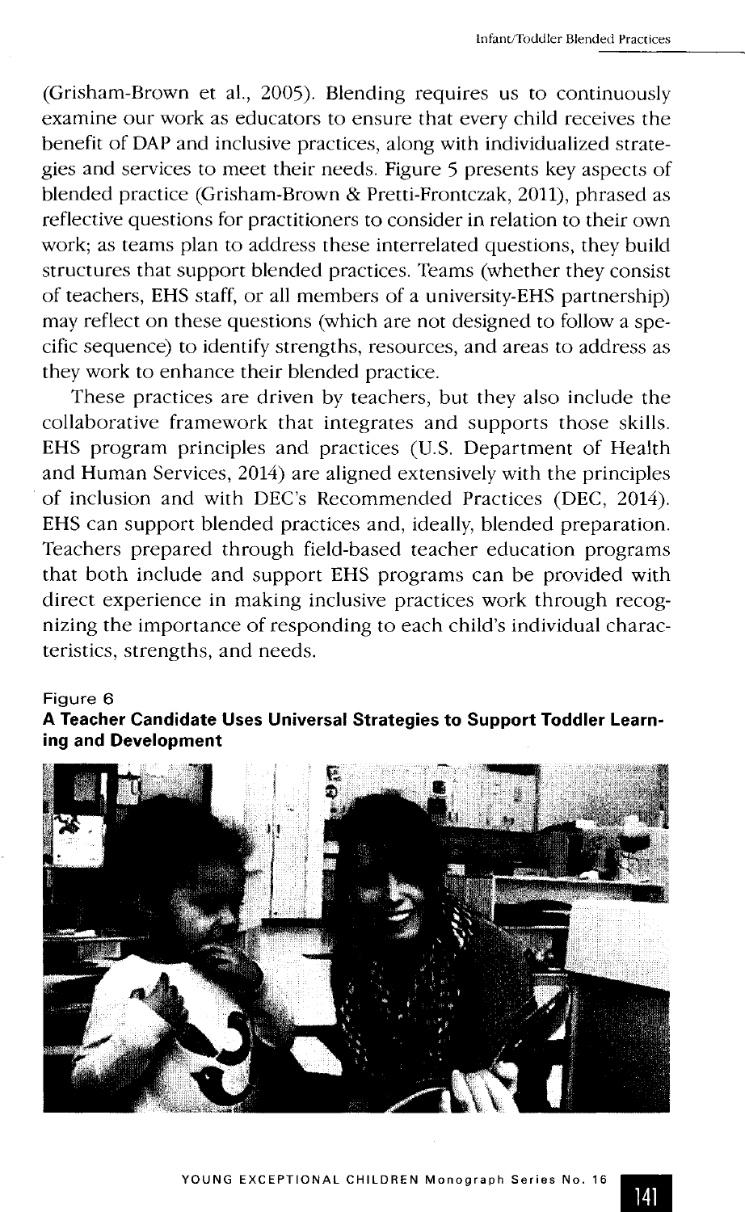(Grisham-Brown et al., 2005). Blending requires us to continuously examine our work as educators to ensure that every child receives the benefit of DAP and inclusive practices, along with individualized strategies and services to meet their needs. Figure 5 presents key aspects of blended practice (Grisham-Brown & Pretti-Frontczak, 2011), phrased as reflective questions for practitioners to consider in relation to their own work; as teams plan to address these interrelated questions, they build structures that support blended practices. Teams (whether they consist of teachers, EHS staff, or all members of a university-EHS partnership) may reflect on these questions (which are not designed to follow a specific sequence) to identify strengths, resources, and areas to address as they work to enhance their blended practice.

These practices are driven by teachers, but they also include the collaborative framework that integrates and supports those skills. EHS program principles and practices (U.S. Department of Health and Human Services, 2014) are aligned extensively with the principles of inclusion and with DEC's Recommended Practices (DEC, 2014). EHS can support blended practices and, ideally, blended preparation. Teachers prepared through field-based teacher education programs that both include and support EHS programs can be provided with direct experience in making inclusive practices work through recognizing the importance of responding to each child's individual characteristics, strengths, and needs.

Figure 6
**A Teacher Candidate Uses Universal Strategies to Support Toddler Learning and Development**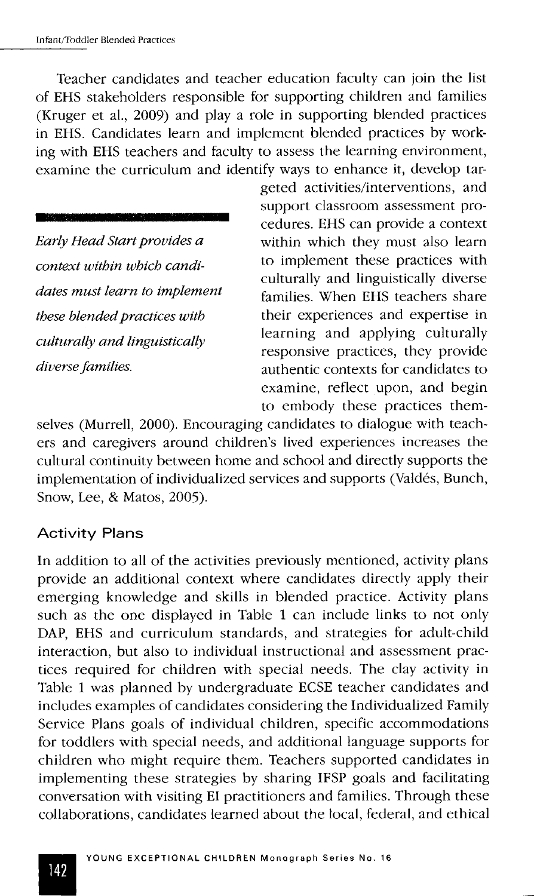Teacher candidates and teacher education faculty can join the list of EHS stakeholders responsible for supporting children and families (Kruger et al., 2009) and play a role in supporting blended practices in EHS. Candidates learn and implement blended practices by working with EHS teachers and faculty to assess the learning environment, examine the curriculum and identify ways to enhance it, develop targeted activities/interventions, and support classroom assessment procedures. EHS can provide a context within which they must also learn to implement these practices with culturally and linguistically diverse families. When EHS teachers share their experiences and expertise in learning and applying culturally responsive practices, they provide authentic contexts for candidates to examine, reflect upon, and begin to embody these practices themselves (Murrell, 2000). Encouraging candidates to dialogue with teachers and caregivers around children's lived experiences increases the cultural continuity between home and school and directly supports the implementation of individualized services and supports (Valdés, Bunch, Snow, Lee, & Matos, 2005).

*Early Head Start provides a context within which candidates must learn to implement these blended practices with culturally and linguistically diverse families.*

## Activity Plans

In addition to all of the activities previously mentioned, activity plans provide an additional context where candidates directly apply their emerging knowledge and skills in blended practice. Activity plans such as the one displayed in Table 1 can include links to not only DAP, EHS and curriculum standards, and strategies for adult-child interaction, but also to individual instructional and assessment practices required for children with special needs. The clay activity in Table 1 was planned by undergraduate ECSE teacher candidates and includes examples of candidates considering the Individualized Family Service Plans goals of individual children, specific accommodations for toddlers with special needs, and additional language supports for children who might require them. Teachers supported candidates in implementing these strategies by sharing IFSP goals and facilitating conversation with visiting EI practitioners and families. Through these collaborations, candidates learned about the local, federal, and ethical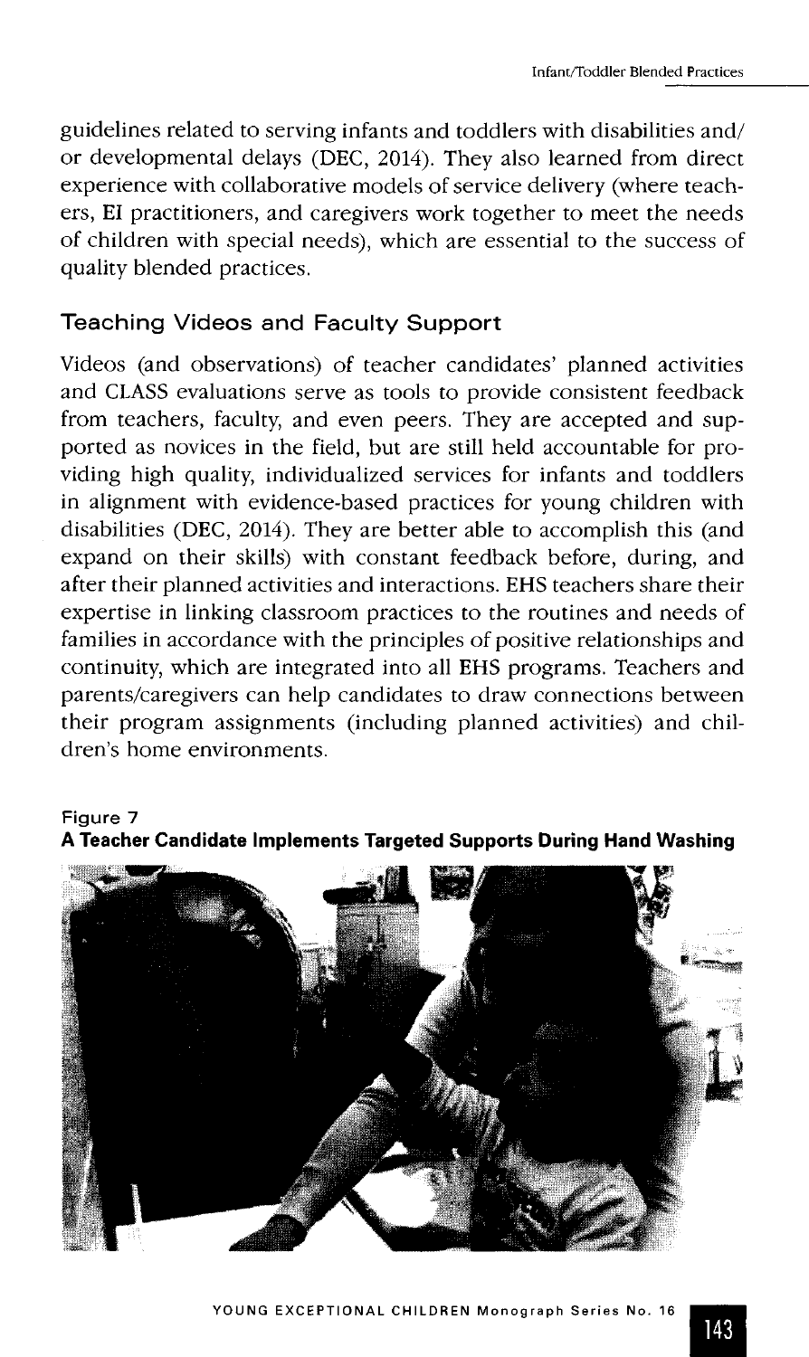guidelines related to serving infants and toddlers with disabilities and/ or developmental delays (DEC, 2014). They also learned from direct experience with collaborative models of service delivery (where teachers, EI practitioners, and caregivers work together to meet the needs of children with special needs), which are essential to the success of quality blended practices.

## Teaching Videos and Faculty Support

Videos (and observations) of teacher candidates' planned activities and CLASS evaluations serve as tools to provide consistent feedback from teachers, faculty, and even peers. They are accepted and supported as novices in the field, but are still held accountable for providing high quality, individualized services for infants and toddlers in alignment with evidence-based practices for young children with disabilities (DEC, 2014). They are better able to accomplish this (and expand on their skills) with constant feedback before, during, and after their planned activities and interactions. EHS teachers share their expertise in linking classroom practices to the routines and needs of families in accordance with the principles of positive relationships and continuity, which are integrated into all EHS programs. Teachers and parents/caregivers can help candidates to draw connections between their program assignments (including planned activities) and children's home environments.

**Figure 7**
**A Teacher Candidate Implements Targeted Supports During Hand Washing**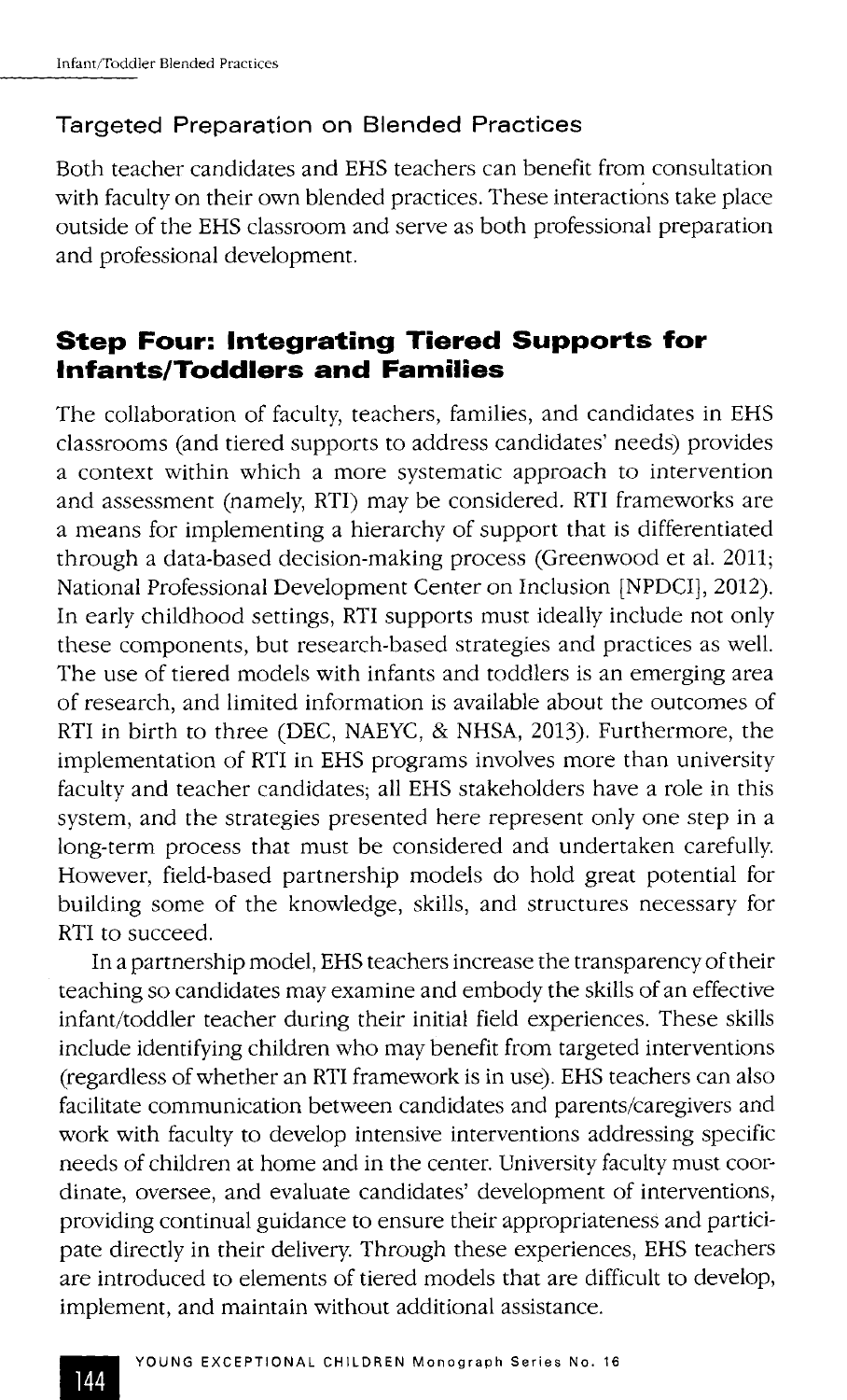### Targeted Preparation on Blended Practices

Both teacher candidates and EHS teachers can benefit from consultation with faculty on their own blended practices. These interactions take place outside of the EHS classroom and serve as both professional preparation and professional development.

## Step Four: Integrating Tiered Supports for Infants/Toddlers and Families

The collaboration of faculty, teachers, families, and candidates in EHS classrooms (and tiered supports to address candidates' needs) provides a context within which a more systematic approach to intervention and assessment (namely, RTI) may be considered. RTI frameworks are a means for implementing a hierarchy of support that is differentiated through a data-based decision-making process (Greenwood et al. 2011; National Professional Development Center on Inclusion [NPDCI], 2012). In early childhood settings, RTI supports must ideally include not only these components, but research-based strategies and practices as well. The use of tiered models with infants and toddlers is an emerging area of research, and limited information is available about the outcomes of RTI in birth to three (DEC, NAEYC, & NHSA, 2013). Furthermore, the implementation of RTI in EHS programs involves more than university faculty and teacher candidates; all EHS stakeholders have a role in this system, and the strategies presented here represent only one step in a long-term process that must be considered and undertaken carefully. However, field-based partnership models do hold great potential for building some of the knowledge, skills, and structures necessary for RTI to succeed.

In a partnership model, EHS teachers increase the transparency of their teaching so candidates may examine and embody the skills of an effective infant/toddler teacher during their initial field experiences. These skills include identifying children who may benefit from targeted interventions (regardless of whether an RTI framework is in use). EHS teachers can also facilitate communication between candidates and parents/caregivers and work with faculty to develop intensive interventions addressing specific needs of children at home and in the center. University faculty must coordinate, oversee, and evaluate candidates' development of interventions, providing continual guidance to ensure their appropriateness and participate directly in their delivery. Through these experiences, EHS teachers are introduced to elements of tiered models that are difficult to develop, implement, and maintain without additional assistance.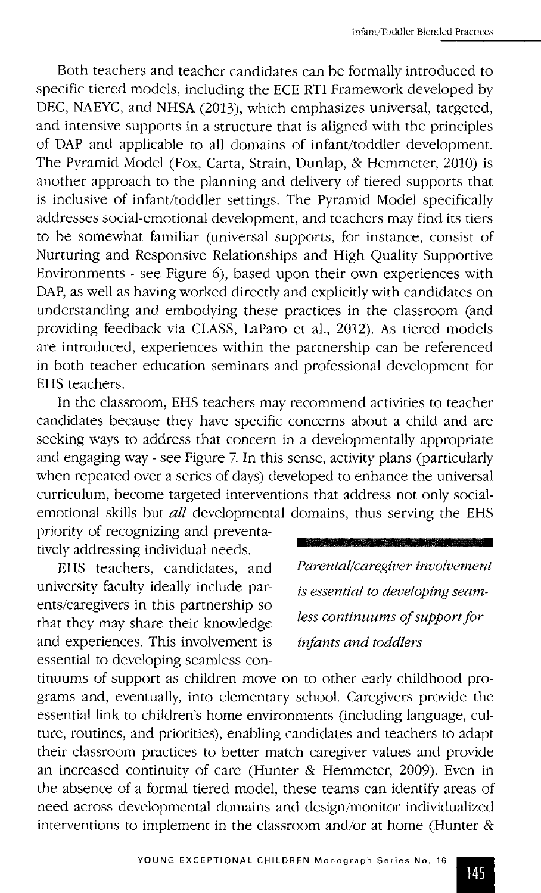Both teachers and teacher candidates can be formally introduced to specific tiered models, including the ECE RTI Framework developed by DEC, NAEYC, and NHSA (2013), which emphasizes universal, targeted, and intensive supports in a structure that is aligned with the principles of DAP and applicable to all domains of infant/toddler development. The Pyramid Model (Fox, Carta, Strain, Dunlap, & Hemmeter, 2010) is another approach to the planning and delivery of tiered supports that is inclusive of infant/toddler settings. The Pyramid Model specifically addresses social-emotional development, and teachers may find its tiers to be somewhat familiar (universal supports, for instance, consist of Nurturing and Responsive Relationships and High Quality Supportive Environments - see Figure 6), based upon their own experiences with DAP, as well as having worked directly and explicitly with candidates on understanding and embodying these practices in the classroom (and providing feedback via CLASS, LaParo et al., 2012). As tiered models are introduced, experiences within the partnership can be referenced in both teacher education seminars and professional development for EHS teachers.

In the classroom, EHS teachers may recommend activities to teacher candidates because they have specific concerns about a child and are seeking ways to address that concern in a developmentally appropriate and engaging way - see Figure 7. In this sense, activity plans (particularly when repeated over a series of days) developed to enhance the universal curriculum, become targeted interventions that address not only social-emotional skills but *all* developmental domains, thus serving the EHS priority of recognizing and preventatively addressing individual needs.

> *Parental/caregiver involvement is essential to developing seamless continuums of support for infants and toddlers*

EHS teachers, candidates, and university faculty ideally include parents/caregivers in this partnership so that they may share their knowledge and experiences. This involvement is essential to developing seamless continuums of support as children move on to other early childhood programs and, eventually, into elementary school. Caregivers provide the essential link to children's home environments (including language, culture, routines, and priorities), enabling candidates and teachers to adapt their classroom practices to better match caregiver values and provide an increased continuity of care (Hunter & Hemmeter, 2009). Even in the absence of a formal tiered model, these teams can identify areas of need across developmental domains and design/monitor individualized interventions to implement in the classroom and/or at home (Hunter &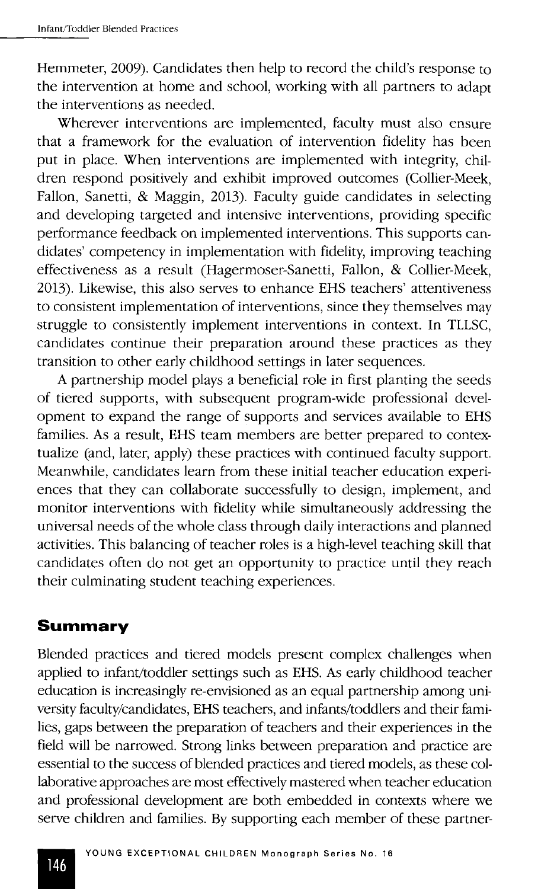Hemmeter, 2009). Candidates then help to record the child's response to the intervention at home and school, working with all partners to adapt the interventions as needed.

Wherever interventions are implemented, faculty must also ensure that a framework for the evaluation of intervention fidelity has been put in place. When interventions are implemented with integrity, children respond positively and exhibit improved outcomes (Collier-Meek, Fallon, Sanetti, & Maggin, 2013). Faculty guide candidates in selecting and developing targeted and intensive interventions, providing specific performance feedback on implemented interventions. This supports candidates' competency in implementation with fidelity, improving teaching effectiveness as a result (Hagermoser-Sanetti, Fallon, & Collier-Meek, 2013). Likewise, this also serves to enhance EHS teachers' attentiveness to consistent implementation of interventions, since they themselves may struggle to consistently implement interventions in context. In TLLSC, candidates continue their preparation around these practices as they transition to other early childhood settings in later sequences.

A partnership model plays a beneficial role in first planting the seeds of tiered supports, with subsequent program-wide professional development to expand the range of supports and services available to EHS families. As a result, EHS team members are better prepared to contextualize (and, later, apply) these practices with continued faculty support. Meanwhile, candidates learn from these initial teacher education experiences that they can collaborate successfully to design, implement, and monitor interventions with fidelity while simultaneously addressing the universal needs of the whole class through daily interactions and planned activities. This balancing of teacher roles is a high-level teaching skill that candidates often do not get an opportunity to practice until they reach their culminating student teaching experiences.

## Summary

Blended practices and tiered models present complex challenges when applied to infant/toddler settings such as EHS. As early childhood teacher education is increasingly re-envisioned as an equal partnership among university faculty/candidates, EHS teachers, and infants/toddlers and their families, gaps between the preparation of teachers and their experiences in the field will be narrowed. Strong links between preparation and practice are essential to the success of blended practices and tiered models, as these collaborative approaches are most effectively mastered when teacher education and professional development are both embedded in contexts where we serve children and families. By supporting each member of these partner-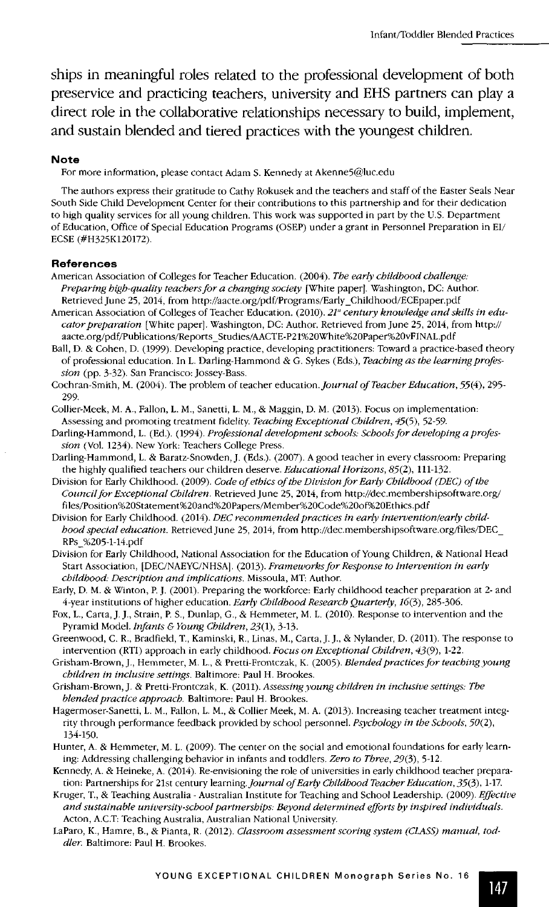ships in meaningful roles related to the professional development of both preservice and practicing teachers, university and EHS partners can play a direct role in the collaborative relationships necessary to build, implement, and sustain blended and tiered practices with the youngest children.

### Note

For more information, please contact Adam S. Kennedy at Akenne5@luc.edu

The authors express their gratitude to Cathy Rokusek and the teachers and staff of the Easter Seals Near South Side Child Development Center for their contributions to this partnership and for their dedication to high quality services for all young children. This work was supported in part by the U.S. Department of Education, Office of Special Education Programs (OSEP) under a grant in Personnel Preparation in EI/ECSE (#H325K120172).

### References

American Association of Colleges for Teacher Education. (2004). *The early childhood challenge: Preparing high-quality teachers for a changing society* [White paper]. Washington, DC: Author. Retrieved June 25, 2014, from http://aacte.org/pdf/Programs/Early_Childhood/ECEpaper.pdf

American Association of Colleges of Teacher Education. (2010). *21st century knowledge and skills in educator preparation* [White paper]. Washington, DC: Author. Retrieved from June 25, 2014, from http://aacte.org/pdf/Publications/Reports_Studies/AACTE-P21%20White%20Paper%20vFINAL.pdf

Ball, D. & Cohen, D. (1999). Developing practice, developing practitioners: Toward a practice-based theory of professional education. In L. Darling-Hammond & G. Sykes (Eds.), *Teaching as the learning profession* (pp. 3-32). San Francisco: Jossey-Bass.

Cochran-Smith, M. (2004). The problem of teacher education. *Journal of Teacher Education, 55*(4), 295-299.

Collier-Meek, M. A., Fallon, L. M., Sanetti, L. M., & Maggin, D. M. (2013). Focus on implementation: Assessing and promoting treatment fidelity. *Teaching Exceptional Children, 45*(5), 52-59.

Darling-Hammond, L. (Ed.). (1994). *Professional development schools: Schools for developing a profession* (Vol. 1234). New York: Teachers College Press.

Darling-Hammond, L. & Baratz-Snowden, J. (Eds.). (2007). A good teacher in every classroom: Preparing the highly qualified teachers our children deserve. *Educational Horizons, 85*(2), 111-132.

Division for Early Childhood. (2009). *Code of ethics of the Division for Early Childhood (DEC) of the Council for Exceptional Children*. Retrieved June 25, 2014, from http://dec.membershipsoftware.org/files/Position%20Statement%20and%20Papers/Member%20Code%20of%20Ethics.pdf

Division for Early Childhood. (2014). *DEC recommended practices in early intervention/early childhood special education*. Retrieved June 25, 2014, from http://dec.membershipsoftware.org/files/DEC_RPs_%205-1-14.pdf

Division for Early Childhood, National Association for the Education of Young Children, & National Head Start Association, [DEC/NAEYC/NHSA]. (2013). *Frameworks for Response to Intervention in early childhood: Description and implications*. Missoula, MT: Author.

Early, D. M. & Winton, P. J. (2001). Preparing the workforce: Early childhood teacher preparation at 2- and 4-year institutions of higher education. *Early Childhood Research Quarterly, 16*(3), 285-306.

Fox, L., Carta, J. J., Strain, P. S., Dunlap, G., & Hemmeter, M. L. (2010). Response to intervention and the Pyramid Model. *Infants & Young Children, 23*(1), 3-13.

Greenwood, C. R., Bradfield, T., Kaminski, R., Linas, M., Carta, J. J., & Nylander, D. (2011). The response to intervention (RTI) approach in early childhood. *Focus on Exceptional Children, 43*(9), 1-22.

Grisham-Brown, J., Hemmeter, M. L., & Pretti-Frontczak, K. (2005). *Blended practices for teaching young children in inclusive settings*. Baltimore: Paul H. Brookes.

Grisham-Brown, J. & Pretti-Frontczak, K. (2011). *Assessing young children in inclusive settings: The blended practice approach*. Baltimore: Paul H. Brookes.

Hagermoser-Sanetti, L. M., Fallon, L. M., & Collier Meek, M. A. (2013). Increasing teacher treatment integrity through performance feedback provided by school personnel. *Psychology in the Schools, 50*(2), 134-150.

Hunter, A. & Hemmeter, M. L. (2009). The center on the social and emotional foundations for early learning: Addressing challenging behavior in infants and toddlers. *Zero to Three, 29*(3), 5-12.

Kennedy, A. & Heineke, A. (2014). Re-envisioning the role of universities in early childhood teacher preparation: Partnerships for 21st century learning. *Journal of Early Childhood Teacher Education, 35*(3), 1-17.

Kruger, T., & Teaching Australia - Australian Institute for Teaching and School Leadership. (2009). *Effective and sustainable university-school partnerships: Beyond determined efforts by inspired individuals*. Acton, A.C.T: Teaching Australia, Australian National University.

LaParo, K., Hamre, B., & Pianta, R. (2012). *Classroom assessment scoring system (CLASS) manual, toddler*. Baltimore: Paul H. Brookes.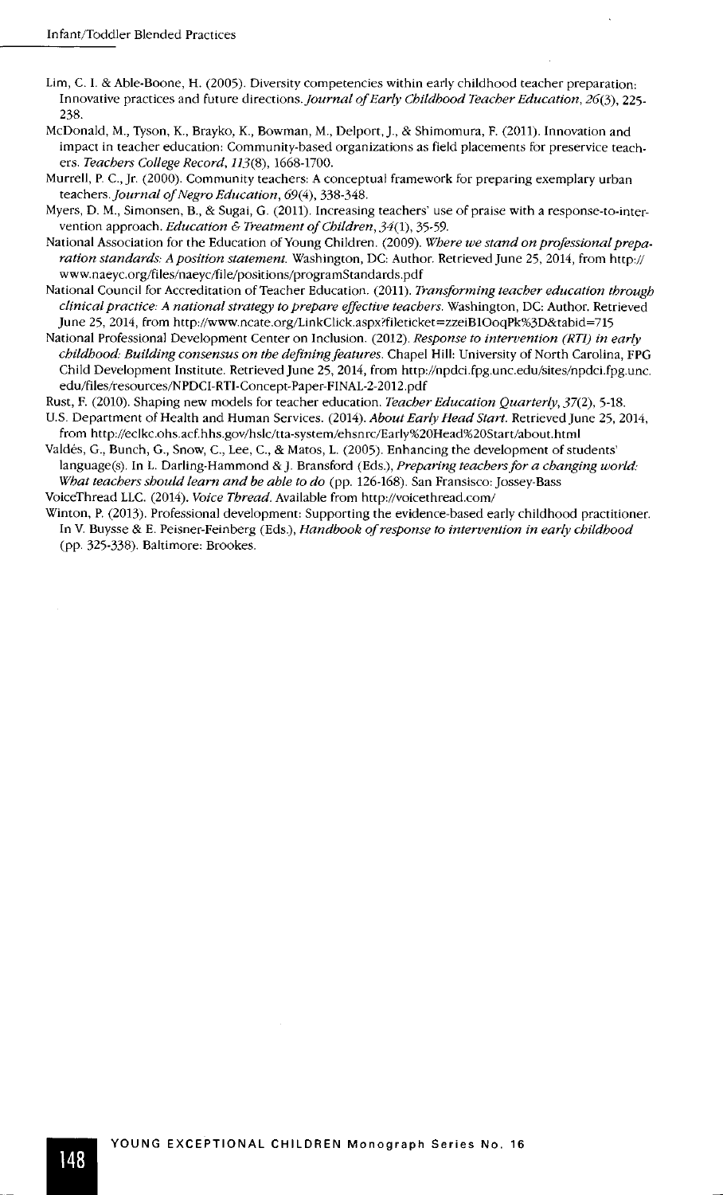Lim, C. I. & Able-Boone, H. (2005). Diversity competencies within early childhood teacher preparation: Innovative practices and future directions. *Journal of Early Childhood Teacher Education, 26*(3), 225-238.

McDonald, M., Tyson, K., Brayko, K., Bowman, M., Delport, J., & Shimomura, F. (2011). Innovation and impact in teacher education: Community-based organizations as field placements for preservice teachers. *Teachers College Record, 113*(8), 1668-1700.

Murrell, P. C., Jr. (2000). Community teachers: A conceptual framework for preparing exemplary urban teachers. *Journal of Negro Education, 69*(4), 338-348.

Myers, D. M., Simonsen, B., & Sugai, G. (2011). Increasing teachers' use of praise with a response-to-intervention approach. *Education & Treatment of Children, 34*(1), 35-59.

National Association for the Education of Young Children. (2009). *Where we stand on professional preparation standards: A position statement.* Washington, DC: Author. Retrieved June 25, 2014, from http://www.naeyc.org/files/naeyc/file/positions/programStandards.pdf

National Council for Accreditation of Teacher Education. (2011). *Transforming teacher education through clinical practice: A national strategy to prepare effective teachers.* Washington, DC: Author. Retrieved June 25, 2014, from http://www.ncate.org/LinkClick.aspx?fileticket=zzeiB1OoqPk%3D&tabid=715

National Professional Development Center on Inclusion. (2012). *Response to intervention (RTI) in early childhood: Building consensus on the defining features.* Chapel Hill: University of North Carolina, FPG Child Development Institute. Retrieved June 25, 2014, from http://npdci.fpg.unc.edu/sites/npdci.fpg.unc.edu/files/resources/NPDCI-RTI-Concept-Paper-FINAL-2-2012.pdf

Rust, F. (2010). Shaping new models for teacher education. *Teacher Education Quarterly, 37*(2), 5-18.

U.S. Department of Health and Human Services. (2014). *About Early Head Start.* Retrieved June 25, 2014, from http://eclkc.ohs.acf.hhs.gov/hslc/tta-system/ehsnrc/Early%20Head%20Start/about.html

Valdés, G., Bunch, G., Snow, C., Lee, C., & Matos, L. (2005). Enhancing the development of students' language(s). In L. Darling-Hammond & J. Bransford (Eds.), *Preparing teachers for a changing world: What teachers should learn and be able to do* (pp. 126-168). San Fransisco: Jossey-Bass

VoiceThread LLC. (2014). *Voice Thread.* Available from http://voicethread.com/

Winton, P. (2013). Professional development: Supporting the evidence-based early childhood practitioner. In V. Buysse & E. Peisner-Feinberg (Eds.), *Handbook of response to intervention in early childhood* (pp. 325-338). Baltimore: Brookes.